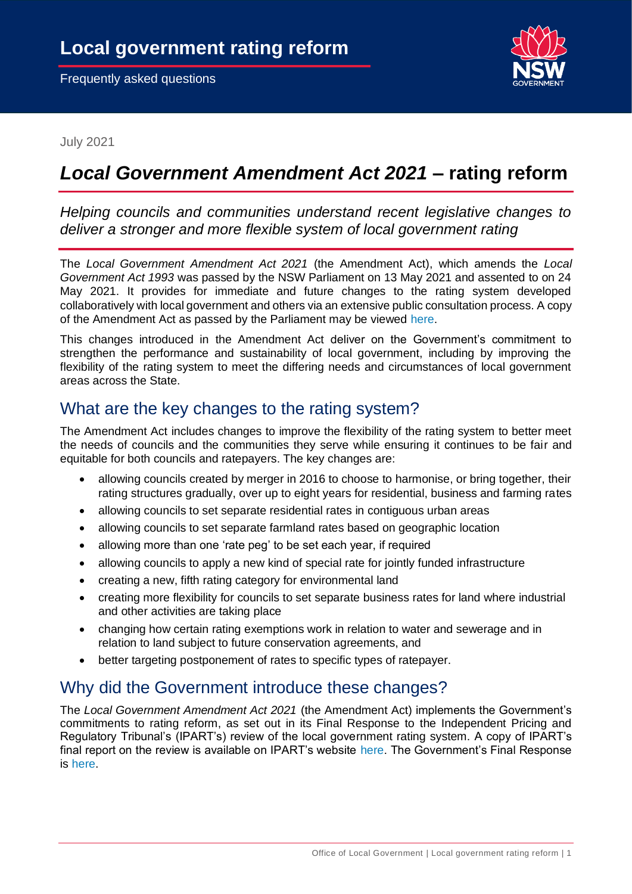# Local government rating reform

Frequently asked questions

July 2021

## *Local Government Amendment Act 2021* – rating reform

*Helping councils and communities understand recent legislative changes to deliver a stronger and more flexible system of local government rating*

The *Local Government Amendment Act 2021* (the Amendment Act), which amends the *Local Government Act 1993* was passed by the NSW Parliament on 13 May 2021 and assented to on 24 May 2021. It provides for immediate and future changes to the rating system developed collaboratively with local government and others via an extensive public consultation process. A copy of the Amendment Act as passed by the Parliament may be viewed here.

This changes introduced in the Amendment Act deliver on the Government's commitment to strengthen the performance and sustainability of local government, including by improving the flexibility of the rating system to meet the differing needs and circumstances of local government areas across the State.

## What are the key changes to the rating system?

The Amendment Act includes changes to improve the flexibility of the rating system to better meet the needs of councils and the communities they serve while ensuring it continues to be fair and equitable for both councils and ratepayers. The key changes are:

- allowing councils created by merger in 2016 to choose to harmonise, or bring together, their rating structures gradually, over up to eight years for residential, business and farming rates
- allowing councils to set separate residential rates in contiguous urban areas
- allowing councils to set separate farmland rates based on geographic location
- allowing more than one 'rate peg' to be set each year, if required
- allowing councils to apply a new kind of special rate for jointly funded infrastructure
- creating a new, fifth rating category for environmental land
- creating more flexibility for councils to set separate business rates for land where industrial and other activities are taking place
- changing how certain rating exemptions work in relation to water and sewerage and in relation to land subject to future conservation agreements, and
- better targeting postponement of rates to specific types of ratepayer.

## Why did the Government introduce these changes?

The *Local Government Amendment Act 2021* (the Amendment Act) implements the Government's commitments to rating reform, as set out in its Final Response to the Independent Pricing and Regulatory Tribunal's (IPART's) review of the local government rating system. A copy of IPART's final report on the review is available on IPART's website here. The Government's Final Response is here.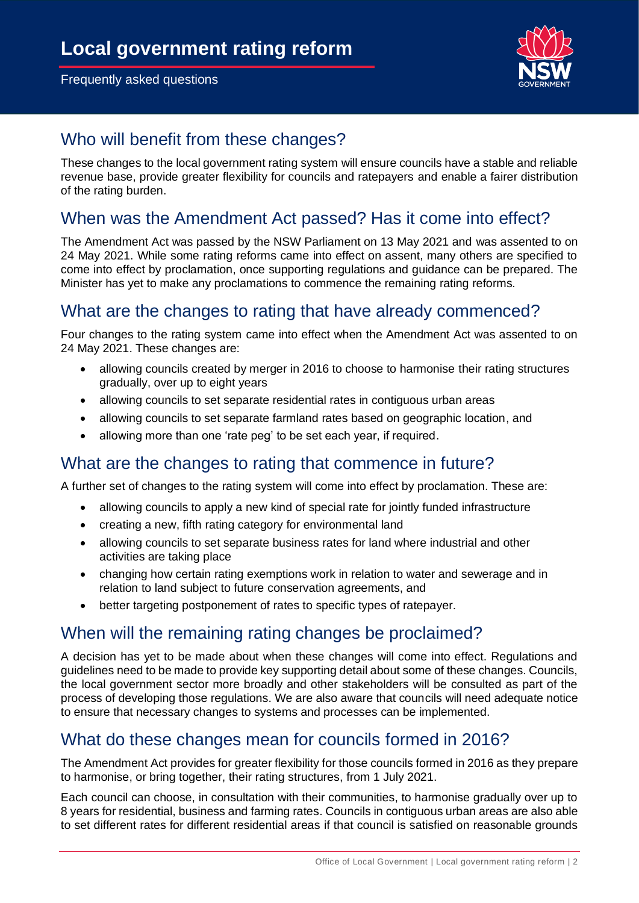# Local government rating reform

Frequently asked questions

## Who will benefit from these changes?

These changes to the local government rating system will ensure councils have a stable and reliable revenue base, provide greater flexibility for councils and ratepayers and enable a fairer distribution of the rating burden.

## When was the Amendment Act passed? Has it come into effect?

The Amendment Act was passed by the NSW Parliament on 13 May 2021 and was assented to on 24 May 2021. While some rating reforms came into effect on assent, many others are specified to come into effect by proclamation, once supporting regulations and guidance can be prepared. The Minister has yet to make any proclamations to commence the remaining rating reforms.

## What are the changes to rating that have already commenced?

Four changes to the rating system came into effect when the Amendment Act was assented to on 24 May 2021. These changes are:

- allowing councils created by merger in 2016 to choose to harmonise their rating structures gradually, over up to eight years
- allowing councils to set separate residential rates in contiguous urban areas
- allowing councils to set separate farmland rates based on geographic location, and
- allowing more than one 'rate peg' to be set each year, if required.

## What are the changes to rating that commence in future?

A further set of changes to the rating system will come into effect by proclamation. These are:

- allowing councils to apply a new kind of special rate for jointly funded infrastructure
- creating a new, fifth rating category for environmental land
- allowing councils to set separate business rates for land where industrial and other activities are taking place
- changing how certain rating exemptions work in relation to water and sewerage and in relation to land subject to future conservation agreements, and
- better targeting postponement of rates to specific types of ratepayer.

## When will the remaining rating changes be proclaimed?

A decision has yet to be made about when these changes will come into effect. Regulations and guidelines need to be made to provide key supporting detail about some of these changes. Councils, the local government sector more broadly and other stakeholders will be consulted as part of the process of developing those regulations. We are also aware that councils will need adequate notice to ensure that necessary changes to systems and processes can be implemented.

## What do these changes mean for councils formed in 2016?

The Amendment Act provides for greater flexibility for those councils formed in 2016 as they prepare to harmonise, or bring together, their rating structures, from 1 July 2021.

Each council can choose, in consultation with their communities, to harmonise gradually over up to 8 years for residential, business and farming rates. Councils in contiguous urban areas are also able to set different rates for different residential areas if that council is satisfied on reasonable grounds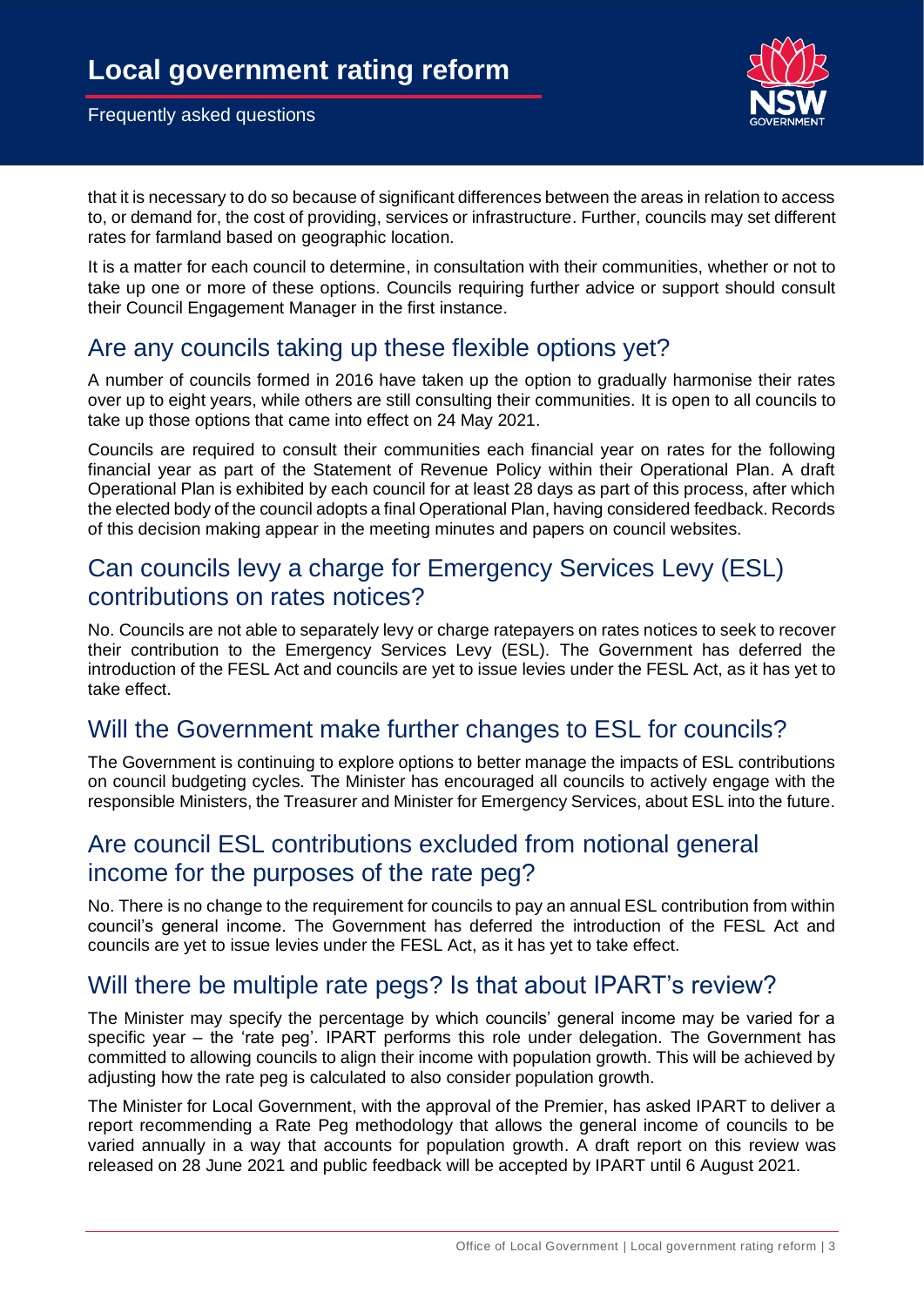that it is necessary to do so because of significant differences between the areas in relation to access to, or demand for, the cost of providing, services or infrastructure. Further, councils may set different rates for farmland based on geographic location.

It is a matter for each council to determine, in consultation with their communities, whether or not to take up one or more of these options. Councils requiring further advice or support should consult their Council Engagement Manager in the first instance.

## Are any councils taking up these flexible options yet?

A number of councils formed in 2016 have taken up the option to gradually harmonise their rates over up to eight years, while others are still consulting their communities. It is open to all councils to take up those options that came into effect on 24 May 2021.

Councils are required to consult their communities each financial year on rates for the following financial year as part of the Statement of Revenue Policy within their Operational Plan. A draft Operational Plan is exhibited by each council for at least 28 days as part of this process, after which the elected body of the council adopts a final Operational Plan, having considered feedback. Records of this decision making appear in the meeting minutes and papers on council websites.

## Can councils levy a charge for Emergency Services Levy (ESL) contributions on rates notices?

No. Councils are not able to separately levy or charge ratepayers on rates notices to seek to recover their contribution to the Emergency Services Levy (ESL). The Government has deferred the introduction of the FESL Act and councils are yet to issue levies under the FESL Act, as it has yet to take effect.

## Will the Government make further changes to ESL for councils?

The Government is continuing to explore options to better manage the impacts of ESL contributions on council budgeting cycles. The Minister has encouraged all councils to actively engage with the responsible Ministers, the Treasurer and Minister for Emergency Services, about ESL into the future.

## Are council ESL contributions excluded from notional general income for the purposes of the rate peg?

No. There is no change to the requirement for councils to pay an annual ESL contribution from within council's general income. The Government has deferred the introduction of the FESL Act and councils are yet to issue levies under the FESL Act, as it has yet to take effect.

## Will there be multiple rate pegs? Is that about IPART's review?

The Minister may specify the percentage by which councils' general income may be varied for a specific year – the 'rate peg'. IPART performs this role under delegation. The Government has committed to allowing councils to align their income with population growth. This will be achieved by adjusting how the rate peg is calculated to also consider population growth.

The Minister for Local Government, with the approval of the Premier, has asked IPART to deliver a report recommending a Rate Peg methodology that allows the general income of councils to be varied annually in a way that accounts for population growth. A draft report on this review was released on 28 June 2021 and public feedback will be accepted by IPART until 6 August 2021.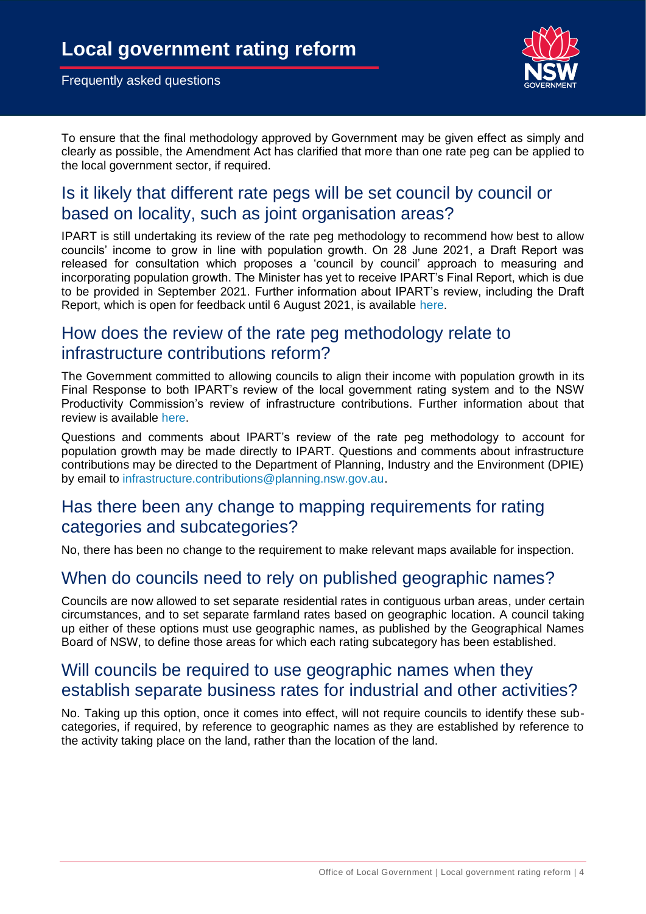To ensure that the final methodology approved by Government may be given effect as simply and clearly as possible, the Amendment Act has clarified that more than one rate peg can be applied to the local government sector, if required.

## Is it likely that different rate pegs will be set council by council or based on locality, such as joint organisation areas?

IPART is still undertaking its review of the rate peg methodology to recommend how best to allow councils' income to grow in line with population growth. On 28 June 2021, a Draft Report was released for consultation which proposes a 'council by council' approach to measuring and incorporating population growth. The Minister has yet to receive IPART's Final Report, which is due to be provided in September 2021. Further information about IPART's review, including the Draft Report, which is open for feedback until 6 August 2021, is available here.

## How does the review of the rate peg methodology relate to infrastructure contributions reform?

The Government committed to allowing councils to align their income with population growth in its Final Response to both IPART's review of the local government rating system and to the NSW Productivity Commission's review of infrastructure contributions. Further information about that review is available here.

Questions and comments about IPART's review of the rate peg methodology to account for population growth may be made directly to IPART. Questions and comments about infrastructure contributions may be directed to the Department of Planning, Industry and the Environment (DPIE) by email to infrastructure.contributions@planning.nsw.gov.au.

## Has there been any change to mapping requirements for rating categories and subcategories?

No, there has been no change to the requirement to make relevant maps available for inspection.

## When do councils need to rely on published geographic names?

Councils are now allowed to set separate residential rates in contiguous urban areas, under certain circumstances, and to set separate farmland rates based on geographic location. A council taking up either of these options must use geographic names, as published by the Geographical Names Board of NSW, to define those areas for which each rating subcategory has been established.

## Will councils be required to use geographic names when they establish separate business rates for industrial and other activities?

No. Taking up this option, once it comes into effect, will not require councils to identify these sub-categories, if required, by reference to geographic names as they are established by reference to the activity taking place on the land, rather than the location of the land.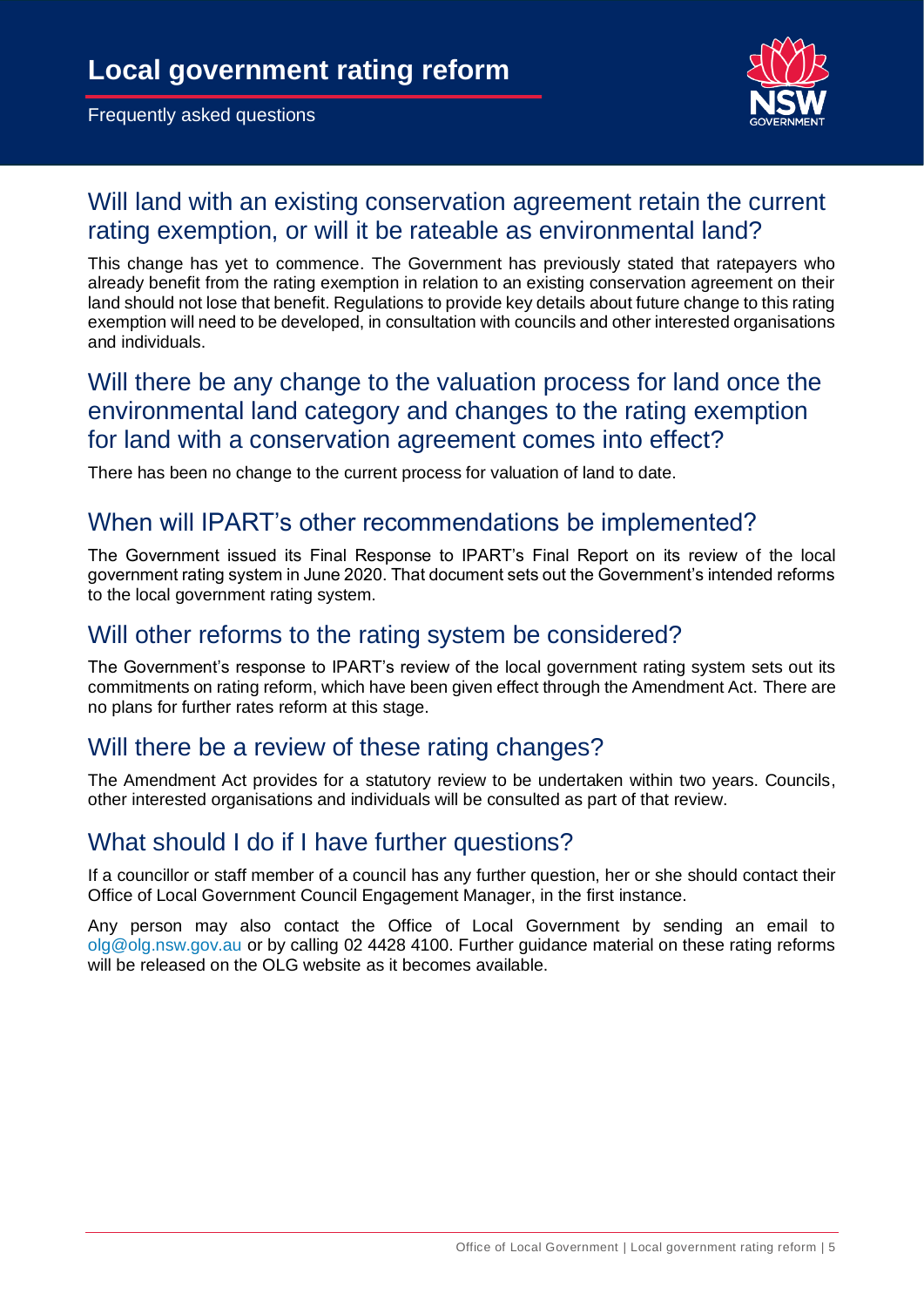## Will land with an existing conservation agreement retain the current rating exemption, or will it be rateable as environmental land?

This change has yet to commence. The Government has previously stated that ratepayers who already benefit from the rating exemption in relation to an existing conservation agreement on their land should not lose that benefit. Regulations to provide key details about future change to this rating exemption will need to be developed, in consultation with councils and other interested organisations and individuals.

## Will there be any change to the valuation process for land once the environmental land category and changes to the rating exemption for land with a conservation agreement comes into effect?

There has been no change to the current process for valuation of land to date.

## When will IPART's other recommendations be implemented?

The Government issued its Final Response to IPART's Final Report on its review of the local government rating system in June 2020. That document sets out the Government's intended reforms to the local government rating system.

## Will other reforms to the rating system be considered?

The Government's response to IPART's review of the local government rating system sets out its commitments on rating reform, which have been given effect through the Amendment Act. There are no plans for further rates reform at this stage.

## Will there be a review of these rating changes?

The Amendment Act provides for a statutory review to be undertaken within two years. Councils, other interested organisations and individuals will be consulted as part of that review.

## What should I do if I have further questions?

If a councillor or staff member of a council has any further question, her or she should contact their Office of Local Government Council Engagement Manager, in the first instance.

Any person may also contact the Office of Local Government by sending an email to olg@olg.nsw.gov.au or by calling 02 4428 4100. Further guidance material on these rating reforms will be released on the OLG website as it becomes available.